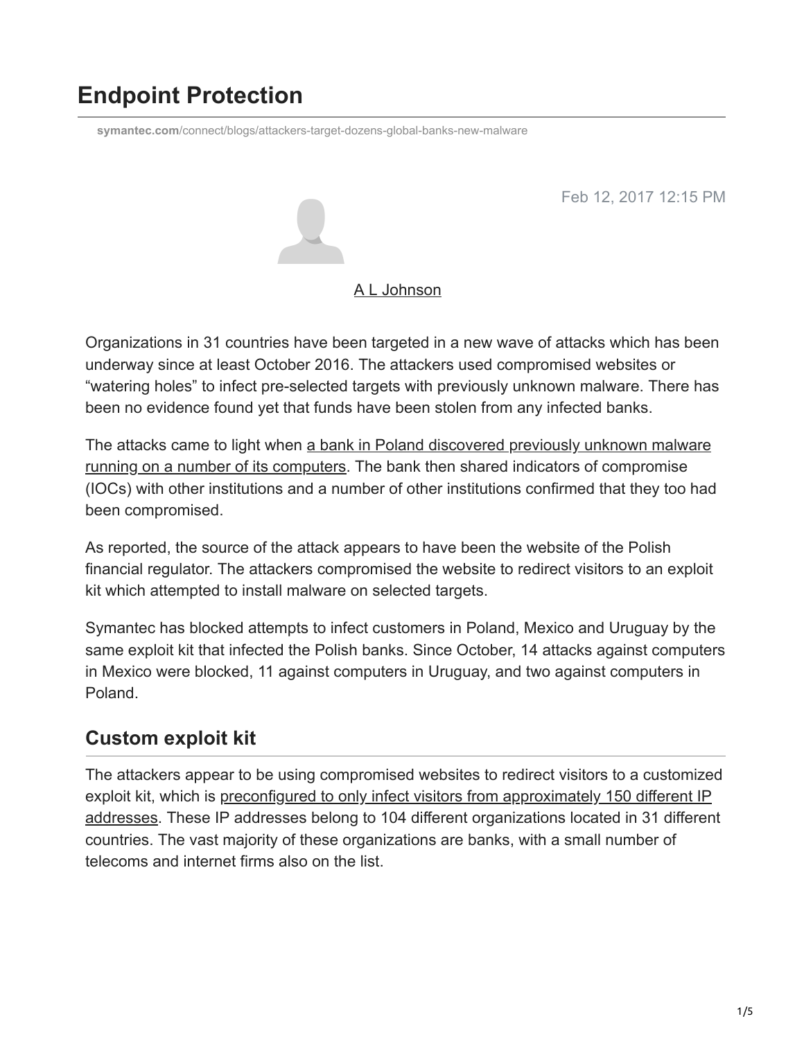# Endpoint Protection

symantec.com/connect/blogs/attackers-target-dozens-global-banks-new-malware

Feb 12, 2017 12:15 PM

A L Johnson

Organizations in 31 countries have been targeted in a new wave of attacks which has been underway since at least October 2016. The attackers used compromised websites or “watering holes” to infect pre-selected targets with previously unknown malware. There has been no evidence found yet that funds have been stolen from any infected banks.

The attacks came to light when a bank in Poland discovered previously unknown malware running on a number of its computers. The bank then shared indicators of compromise (IOCs) with other institutions and a number of other institutions confirmed that they too had been compromised.

As reported, the source of the attack appears to have been the website of the Polish financial regulator. The attackers compromised the website to redirect visitors to an exploit kit which attempted to install malware on selected targets.

Symantec has blocked attempts to infect customers in Poland, Mexico and Uruguay by the same exploit kit that infected the Polish banks. Since October, 14 attacks against computers in Mexico were blocked, 11 against computers in Uruguay, and two against computers in Poland.

## Custom exploit kit

The attackers appear to be using compromised websites to redirect visitors to a customized exploit kit, which is preconfigured to only infect visitors from approximately 150 different IP addresses. These IP addresses belong to 104 different organizations located in 31 different countries. The vast majority of these organizations are banks, with a small number of telecoms and internet firms also on the list.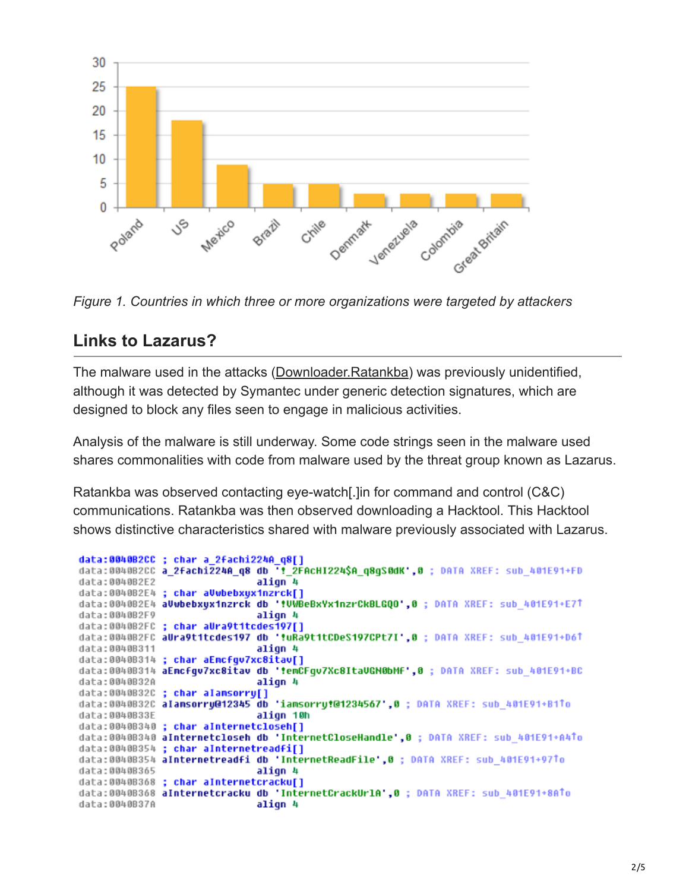Figure 1. Countries in which three or more organizations were targeted by attackers

| Country | Count |
| --- | --- |
| Poland | 25 |
| US | 18 |
| Mexico | 9 |
| Brazil | 5 |
| Chile | 5 |
| Denmark | 3 |
| Venezuela | 3 |
| Colombia | 3 |
| Great Britain | 3 |

## Links to Lazarus?

The malware used in the attacks (Downloader.Ratankba) was previously unidentified, although it was detected by Symantec under generic detection signatures, which are designed to block any files seen to engage in malicious activities.

Analysis of the malware is still underway. Some code strings seen in the malware used shares commonalities with code from malware used by the threat group known as Lazarus.

Ratankba was observed contacting eye-watch[.]in for command and control (C&C) communications. Ratankba was then observed downloading a Hacktool. This Hacktool shows distinctive characteristics shared with malware previously associated with Lazarus.

```
data:0040B2CC ; char a_2fachi224A_q8[]
data:0040B2CC a_2fachi224A_q8 db '!_2FAcHI224$A_q8gS0dK',0 ; DATA XREF: sub_401E91+FD
data:0040B2E2                 align 4
data:0040B2E4 ; char aVwbebxyx1nzrck[]
data:0040B2E4 aVwbebxyx1nzrck db '!VWBeBxYx1nzrCkBLGQO',0 ; DATA XREF: sub_401E91+E7↑
data:0040B2F9                 align 4
data:0040B2FC ; char aUra9t1tcdes197[]
data:0040B2FC aUra9t1tcdes197 db '!uRa9t1tCDeS197CPt7I',0 ; DATA XREF: sub_401E91+D6↑
data:0040B311                 align 4
data:0040B314 ; char aEmcfgv7xc8itav[]
data:0040B314 aEmcfgv7xc8itav db '!emCFgv7Xc8ItaVGN0bMF',0 ; DATA XREF: sub_401E91+BC
data:0040B32A                 align 4
data:0040B32C ; char aIamsorry[]
data:0040B32C aIamsorry@12345 db 'iamsorry!@1234567',0 ; DATA XREF: sub_401E91+B1↑o
data:0040B33E                 align 10h
data:0040B340 ; char aInternetcloseh[]
data:0040B340 aInternetcloseh db 'InternetCloseHandle',0 ; DATA XREF: sub_401E91+A4↑o
data:0040B354 ; char aInternetreadfi[]
data:0040B354 aInternetreadfi db 'InternetReadFile',0 ; DATA XREF: sub_401E91+97↑o
data:0040B365                 align 4
data:0040B368 ; char aInternetcracku[]
data:0040B368 aInternetcracku db 'InternetCrackUrlA',0 ; DATA XREF: sub_401E91+8A↑o
data:0040B37A                 align 4
```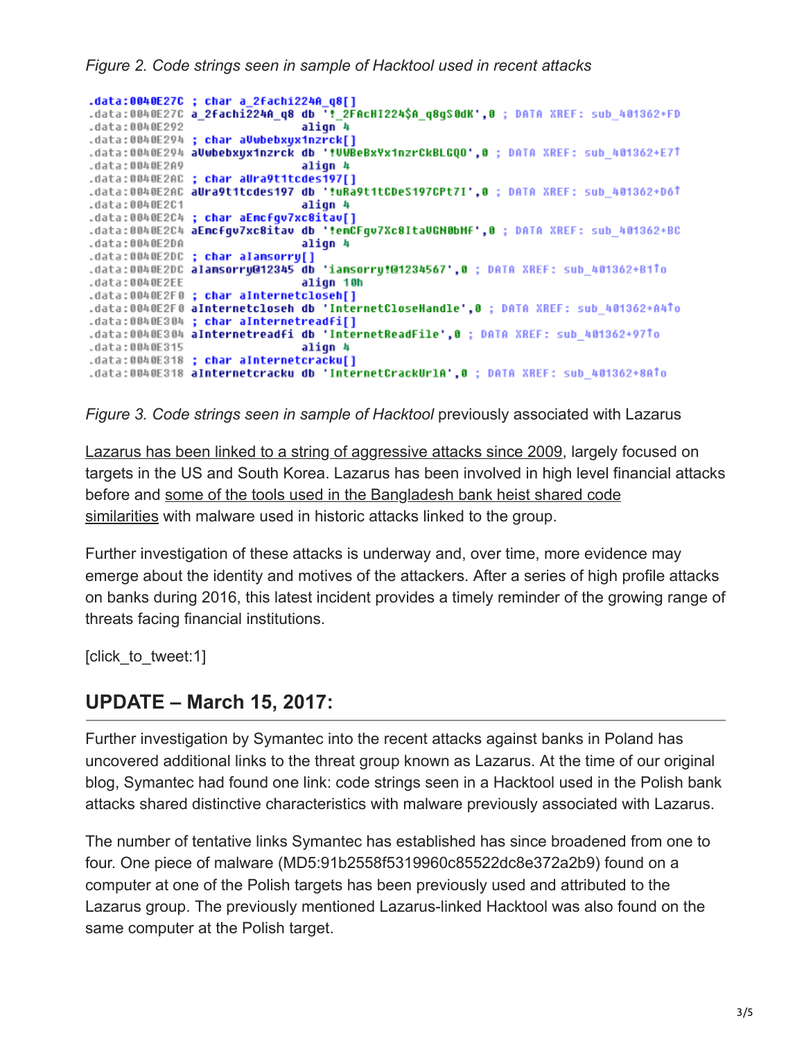*Figure 2. Code strings seen in sample of Hacktool used in recent attacks*

```
.data:0040E27C ; char a_2fachi224A_q8[]
.data:0040E27C a_2fachi224A_q8 db '!_2FAcHI224$A_q8gS0dK',0 ; DATA XREF: sub_401362+FD
.data:0040E292                 align 4
.data:0040E294 ; char aVwbebxyx1nzrck[]
.data:0040E294 aVwbebxyx1nzrck db '!VWBeBxYx1nzrCkBLGQ0',0 ; DATA XREF: sub_401362+E7↑
.data:0040E2A9                 align 4
.data:0040E2AC ; char aUra9t1tcdes197[]
.data:0040E2AC aUra9t1tcdes197 db '!uRa9t1tCDeS197CPt7I',0 ; DATA XREF: sub_401362+D6↑
.data:0040E2C1                 align 4
.data:0040E2C4 ; char aEmcfgv7xc8itav[]
.data:0040E2C4 aEmcfgv7xc8itav db '!emCFgv7Xc8ItaVGN0bHf',0 ; DATA XREF: sub_401362+BC
.data:0040E2DA                 align 4
.data:0040E2DC ; char aIamsorry[]
.data:0040E2DC aIamsorry@12345 db 'iamsorry!@1234567',0 ; DATA XREF: sub_401362+B1↑o
.data:0040E2EE                 align 10h
.data:0040E2F0 ; char aInternetcloseh[]
.data:0040E2F0 aInternetcloseh db 'InternetCloseHandle',0 ; DATA XREF: sub_401362+A4↑o
.data:0040E304 ; char aInternetreadfi[]
.data:0040E304 aInternetreadfi db 'InternetReadFile',0 ; DATA XREF: sub_401362+97↑o
.data:0040E315                 align 4
.data:0040E318 ; char aInternetcracku[]
.data:0040E318 aInternetcracku db 'InternetCrackUrlA',0 ; DATA XREF: sub_401362+8A↑o
```

*Figure 3. Code strings seen in sample of Hacktool* previously associated with Lazarus

Lazarus has been linked to a string of aggressive attacks since 2009, largely focused on targets in the US and South Korea. Lazarus has been involved in high level financial attacks before and some of the tools used in the Bangladesh bank heist shared code similarities with malware used in historic attacks linked to the group.

Further investigation of these attacks is underway and, over time, more evidence may emerge about the identity and motives of the attackers. After a series of high profile attacks on banks during 2016, this latest incident provides a timely reminder of the growing range of threats facing financial institutions.

[click_to_tweet:1]

## UPDATE – March 15, 2017:

Further investigation by Symantec into the recent attacks against banks in Poland has uncovered additional links to the threat group known as Lazarus. At the time of our original blog, Symantec had found one link: code strings seen in a Hacktool used in the Polish bank attacks shared distinctive characteristics with malware previously associated with Lazarus.

The number of tentative links Symantec has established has since broadened from one to four. One piece of malware (MD5:91b2558f5319960c85522dc8e372a2b9) found on a computer at one of the Polish targets has been previously used and attributed to the Lazarus group. The previously mentioned Lazarus-linked Hacktool was also found on the same computer at the Polish target.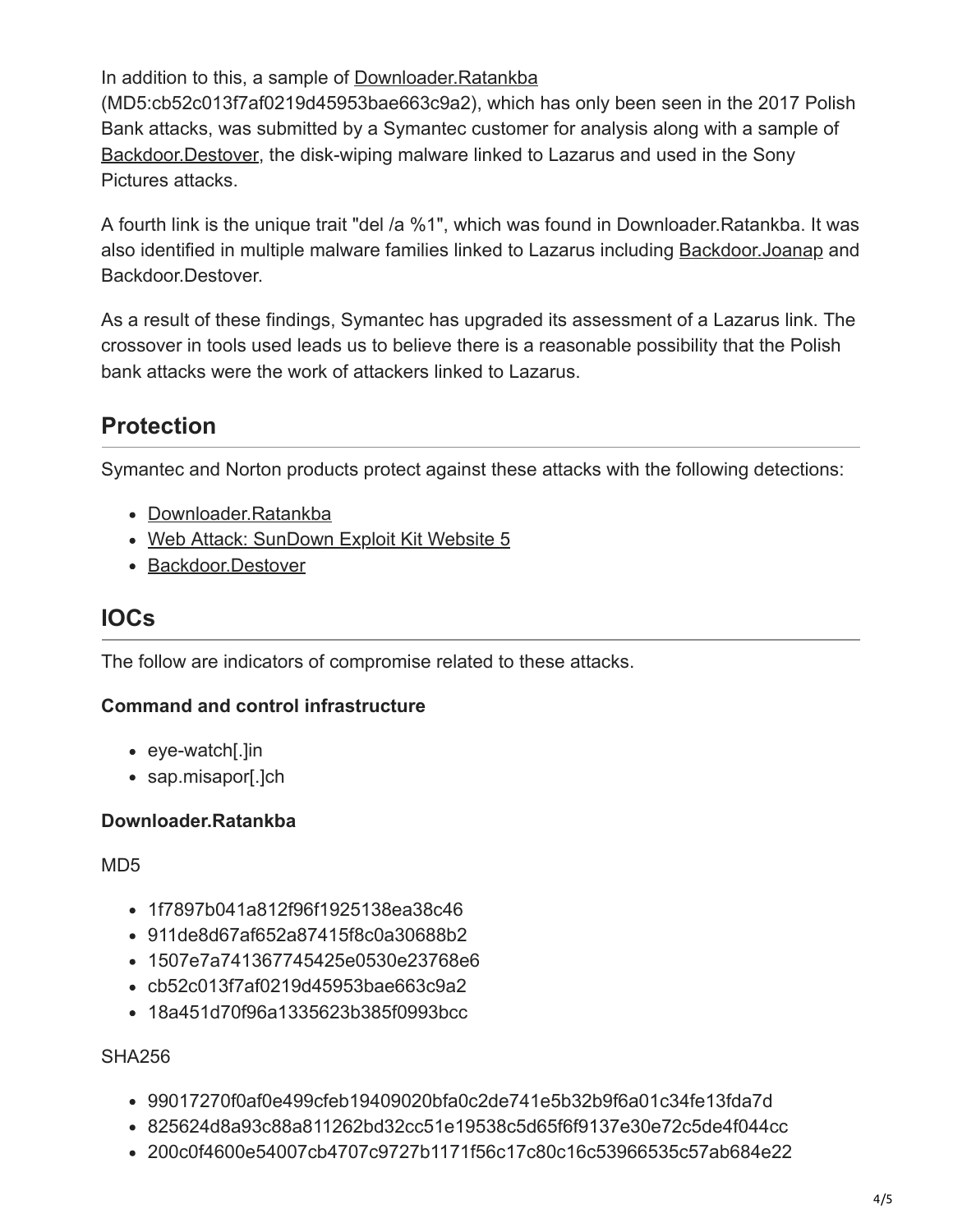In addition to this, a sample of Downloader.Ratankba (MD5:cb52c013f7af0219d45953bae663c9a2), which has only been seen in the 2017 Polish Bank attacks, was submitted by a Symantec customer for analysis along with a sample of Backdoor.Destover, the disk-wiping malware linked to Lazarus and used in the Sony Pictures attacks.

A fourth link is the unique trait "del /a %1", which was found in Downloader.Ratankba. It was also identified in multiple malware families linked to Lazarus including Backdoor.Joanap and Backdoor.Destover.

As a result of these findings, Symantec has upgraded its assessment of a Lazarus link. The crossover in tools used leads us to believe there is a reasonable possibility that the Polish bank attacks were the work of attackers linked to Lazarus.

## Protection

Symantec and Norton products protect against these attacks with the following detections:

- Downloader.Ratankba
- Web Attack: SunDown Exploit Kit Website 5
- Backdoor.Destover

## IOCs

The follow are indicators of compromise related to these attacks.

**Command and control infrastructure**

- eye-watch[.]in
- sap.misapor[.]ch

**Downloader.Ratankba**

MD5

- 1f7897b041a812f96f1925138ea38c46
- 911de8d67af652a87415f8c0a30688b2
- 1507e7a741367745425e0530e23768e6
- cb52c013f7af0219d45953bae663c9a2
- 18a451d70f96a1335623b385f0993bcc

SHA256

- 99017270f0af0e499cfeb19409020bfa0c2de741e5b32b9f6a01c34fe13fda7d
- 825624d8a93c88a811262bd32cc51e19538c5d65f6f9137e30e72c5de4f044cc
- 200c0f4600e54007cb4707c9727b1171f56c17c80c16c53966535c57ab684e22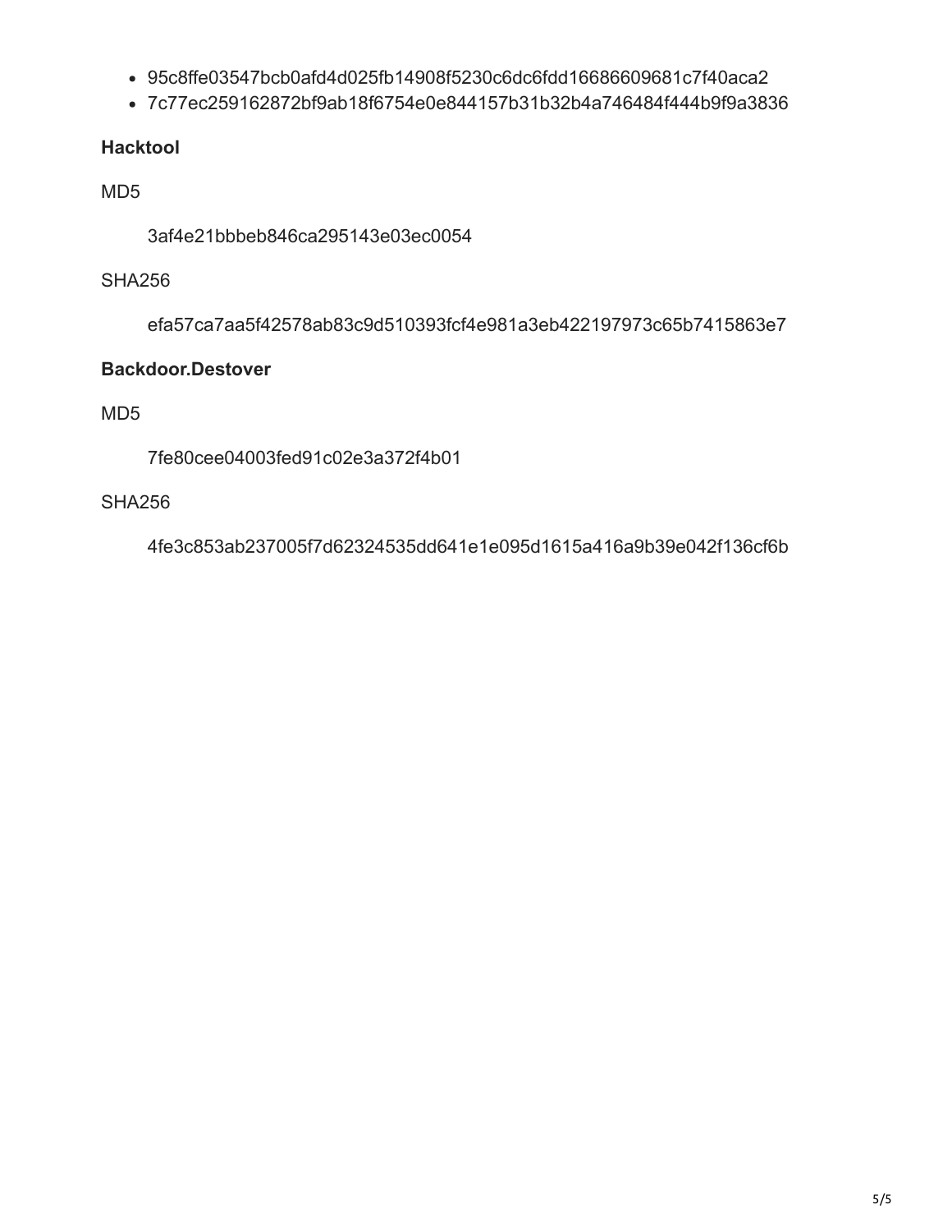- 95c8ffe03547bcb0afd4d025fb14908f5230c6dc6fdd16686609681c7f40aca2
- 7c77ec259162872bf9ab18f6754e0e844157b31b32b4a746484f444b9f9a3836

**Hacktool**

MD5

3af4e21bbbeb846ca295143e03ec0054

SHA256

efa57ca7aa5f42578ab83c9d510393fcf4e981a3eb422197973c65b7415863e7

**Backdoor.Destover**

MD5

7fe80cee04003fed91c02e3a372f4b01

SHA256

4fe3c853ab237005f7d62324535dd641e1e095d1615a416a9b39e042f136cf6b